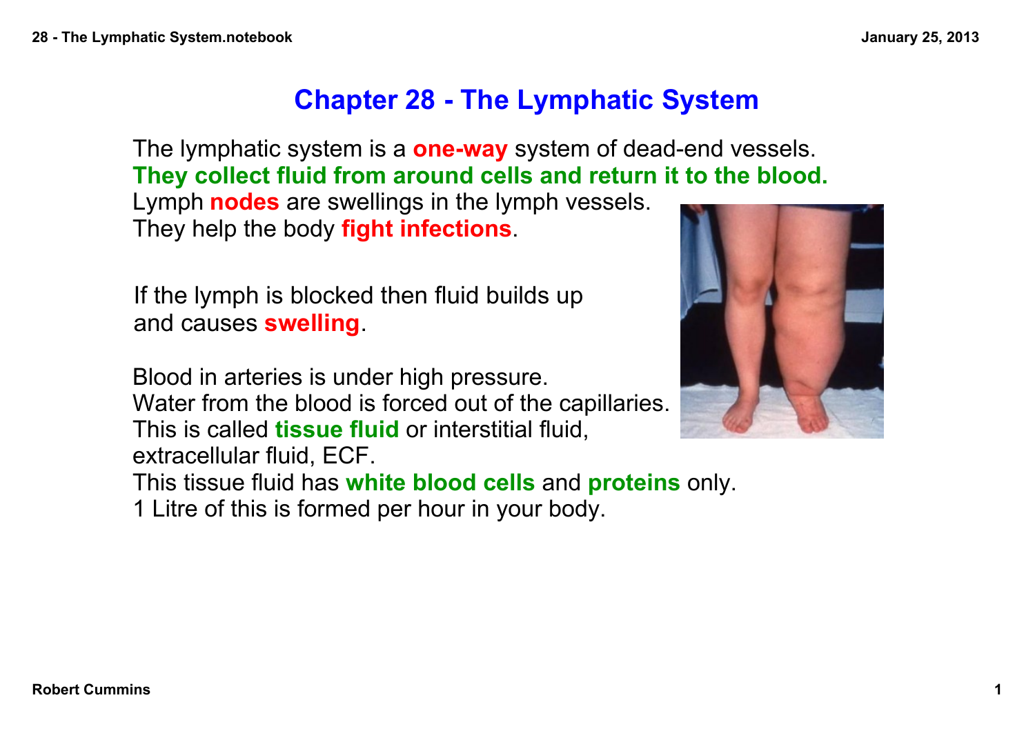# Chapter 28 - The Lymphatic System

The lymphatic system is a **one-way** system of dead-end vessels.
**They collect fluid from around cells and return it to the blood.**
Lymph **nodes** are swellings in the lymph vessels.
They help the body **fight infections**.

If the lymph is blocked then fluid builds up and causes **swelling**.

Blood in arteries is under high pressure.
Water from the blood is forced out of the capillaries.
This is called **tissue fluid** or interstitial fluid, extracellular fluid, ECF.
This tissue fluid has **white blood cells** and **proteins** only.
1 Litre of this is formed per hour in your body.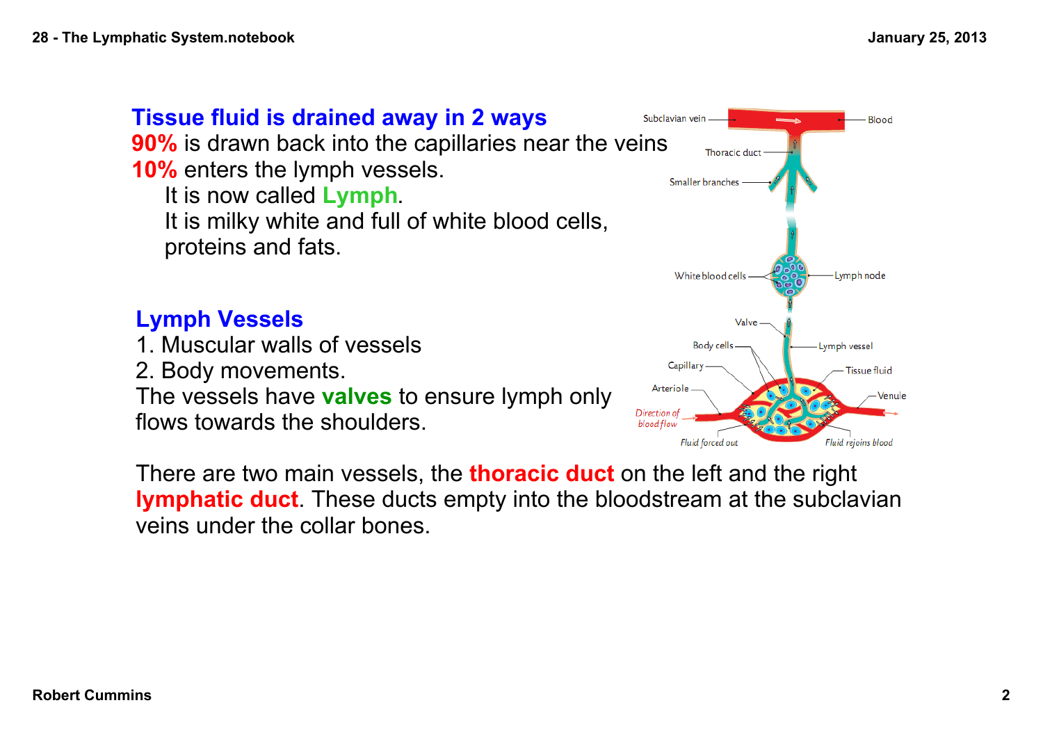## Tissue fluid is drained away in 2 ways

**90%** is drawn back into the capillaries near the veins

**10%** enters the lymph vessels.

It is now called **Lymph**.

It is milky white and full of white blood cells, proteins and fats.

## Lymph Vessels

1. Muscular walls of vessels
2. Body movements.

The vessels have **valves** to ensure lymph only flows towards the shoulders.

There are two main vessels, the **thoracic duct** on the left and the right **lymphatic duct**. These ducts empty into the bloodstream at the subclavian veins under the collar bones.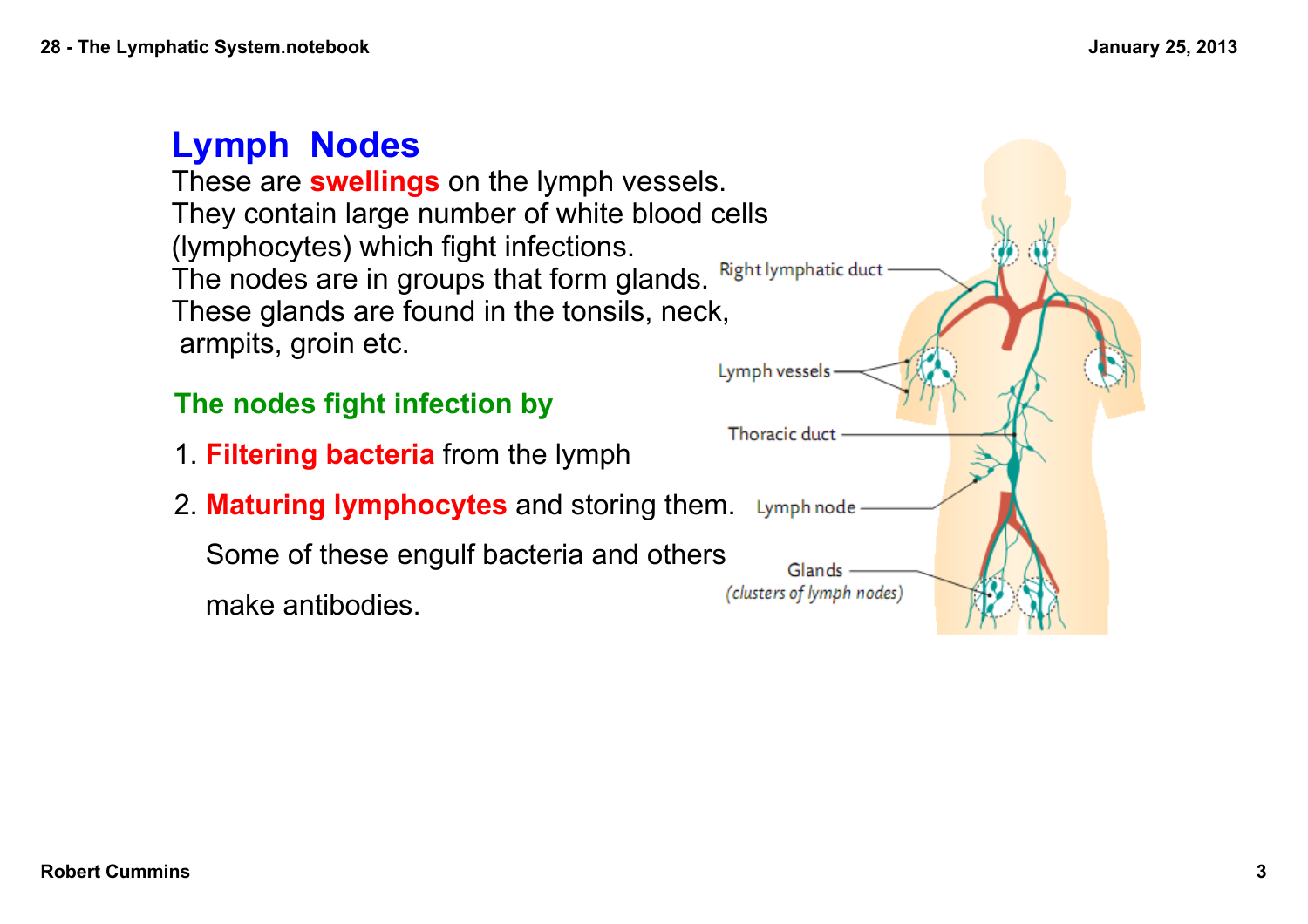# Lymph Nodes

These are **swellings** on the lymph vessels.
They contain large number of white blood cells (lymphocytes) which fight infections.
The nodes are in groups that form glands.
These glands are found in the tonsils, neck, armpits, groin etc.

### The nodes fight infection by

1. **Filtering bacteria** from the lymph
2. **Maturing lymphocytes** and storing them.

   Some of these engulf bacteria and others make antibodies.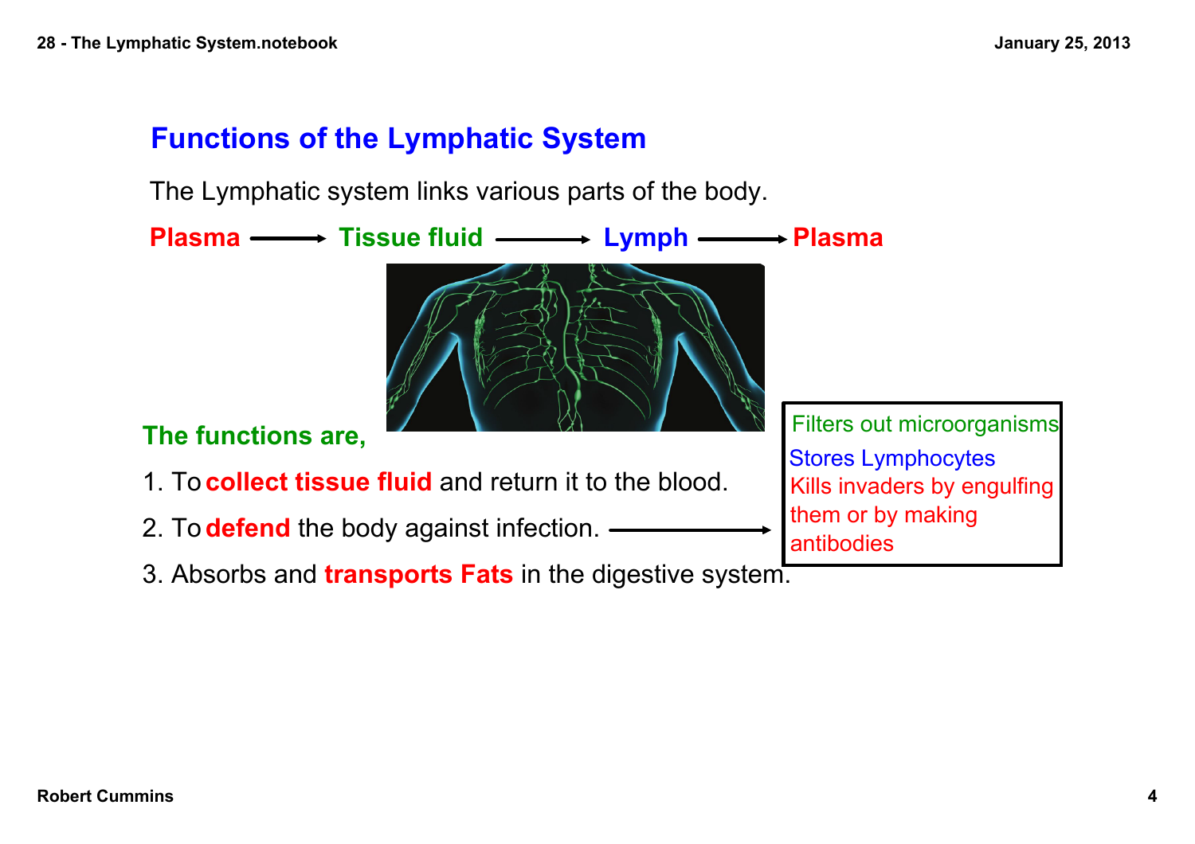## Functions of the Lymphatic System

The Lymphatic system links various parts of the body.

**Plasma** → **Tissue fluid** → **Lymph** → **Plasma**

**The functions are,**

1. To **collect tissue fluid** and return it to the blood.
2. To **defend** the body against infection. →
   - Filters out microorganisms
   - Stores Lymphocytes
   - Kills invaders by engulfing them or by making antibodies
3. Absorbs and **transports Fats** in the digestive system.